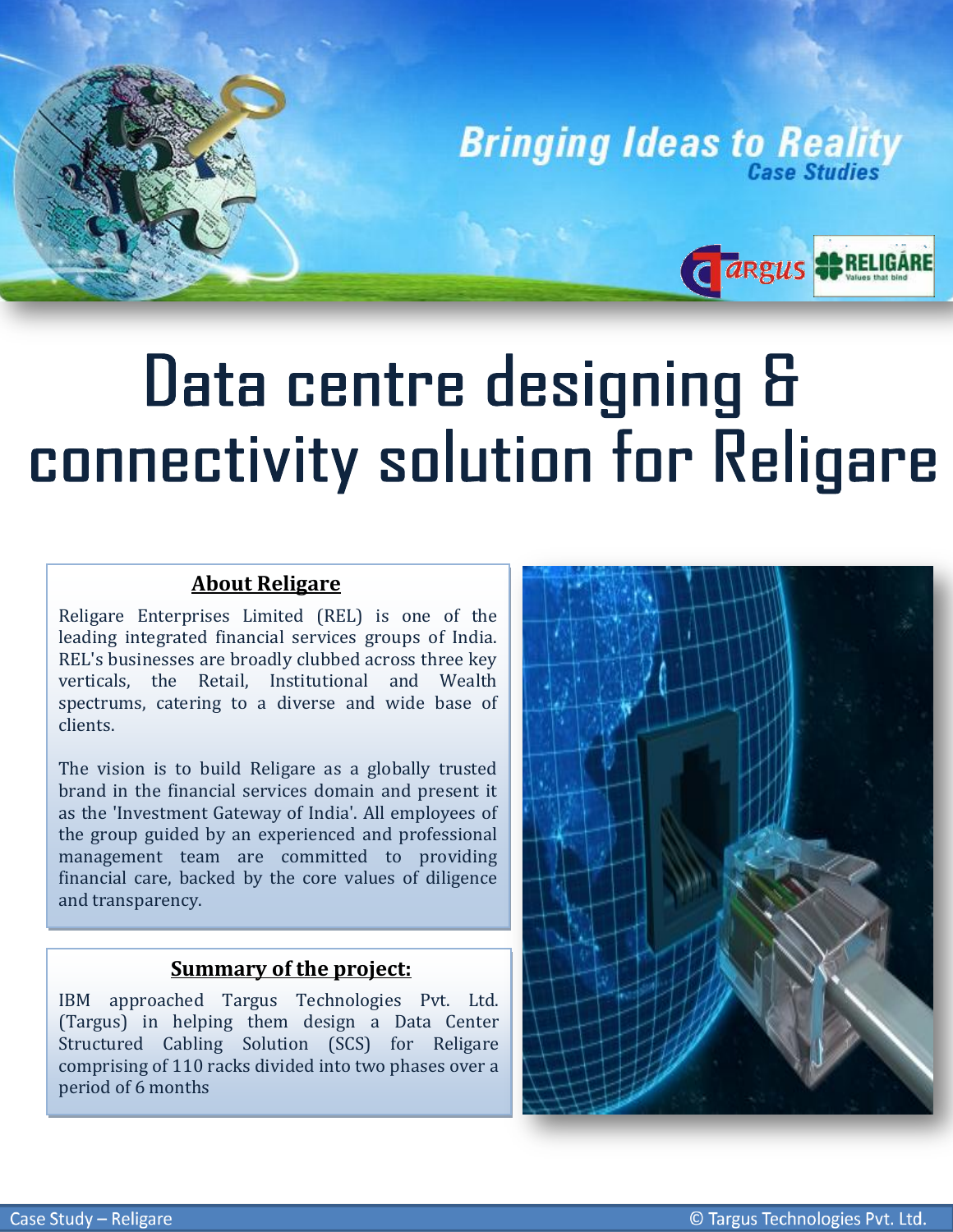# Data centre designing & connectivity solution for Religare

## About Religare

Religare Enterprises Limited (REL) is one of the leading integrated financial services groups of India. REL's businesses are broadly clubbed across three key verticals, the Retail, Institutional and Wealth spectrums, catering to a diverse and wide base of clients.

The vision is to build Religare as a globally trusted brand in the financial services domain and present it as the 'Investment Gateway of India'. All employees of the group guided by an experienced and professional management team are committed to providing financial care, backed by the core values of diligence and transparency.

## Summary of the project:

IBM approached Targus Technologies Pvt. Ltd. (Targus) in helping them design a Data Center Structured Cabling Solution (SCS) for Religare comprising of 110 racks divided into two phases over a period of 6 months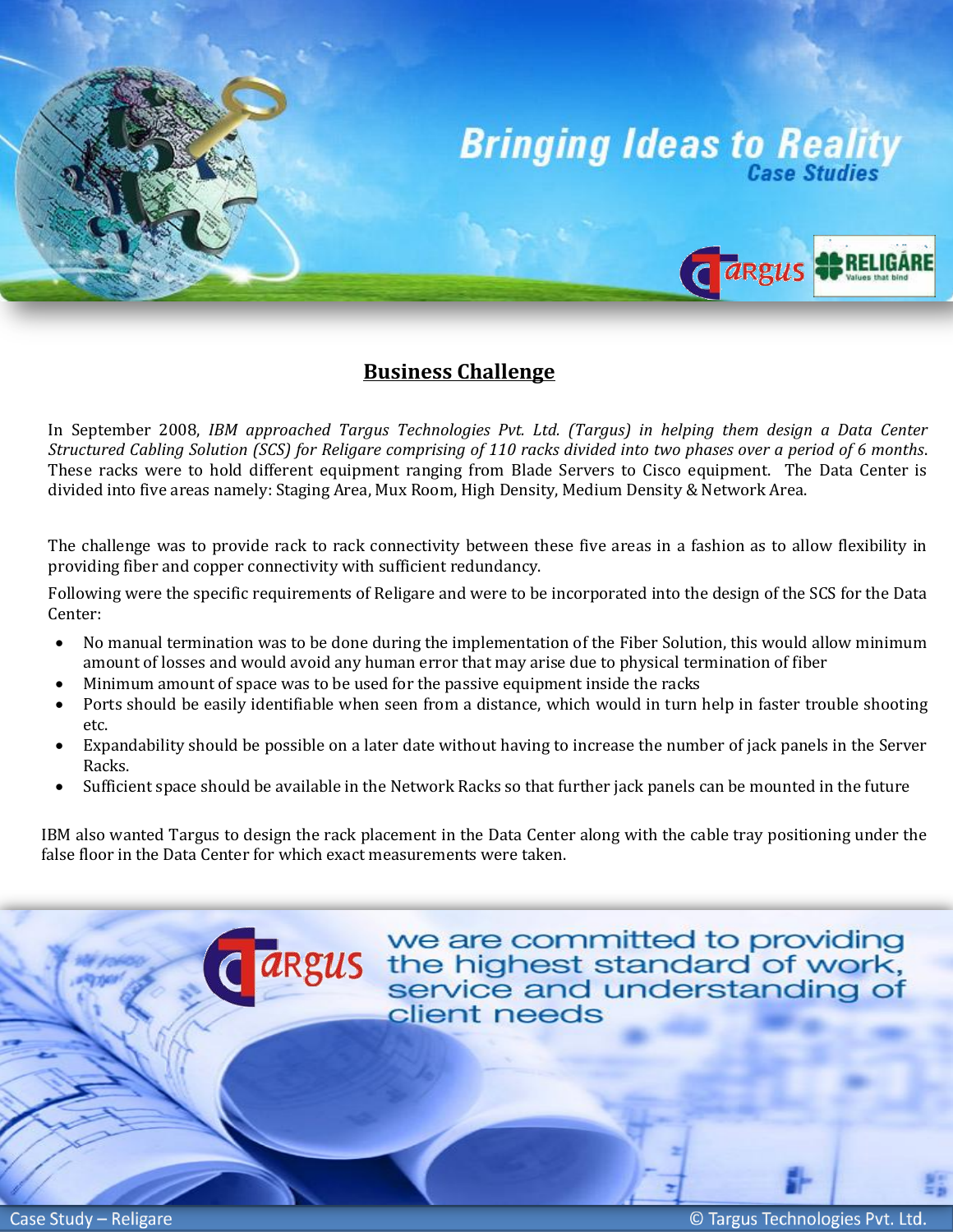## Business Challenge

In September 2008, *IBM approached Targus Technologies Pvt. Ltd. (Targus) in helping them design a Data Center Structured Cabling Solution (SCS) for Religare comprising of 110 racks divided into two phases over a period of 6 months*. These racks were to hold different equipment ranging from Blade Servers to Cisco equipment. The Data Center is divided into five areas namely: Staging Area, Mux Room, High Density, Medium Density & Network Area.

The challenge was to provide rack to rack connectivity between these five areas in a fashion as to allow flexibility in providing fiber and copper connectivity with sufficient redundancy.

Following were the specific requirements of Religare and were to be incorporated into the design of the SCS for the Data Center:

- No manual termination was to be done during the implementation of the Fiber Solution, this would allow minimum amount of losses and would avoid any human error that may arise due to physical termination of fiber
- Minimum amount of space was to be used for the passive equipment inside the racks
- Ports should be easily identifiable when seen from a distance, which would in turn help in faster trouble shooting etc.
- Expandability should be possible on a later date without having to increase the number of jack panels in the Server Racks.
- Sufficient space should be available in the Network Racks so that further jack panels can be mounted in the future

IBM also wanted Targus to design the rack placement in the Data Center along with the cable tray positioning under the false floor in the Data Center for which exact measurements were taken.

we are committed to providing the highest standard of work, service and understanding of client needs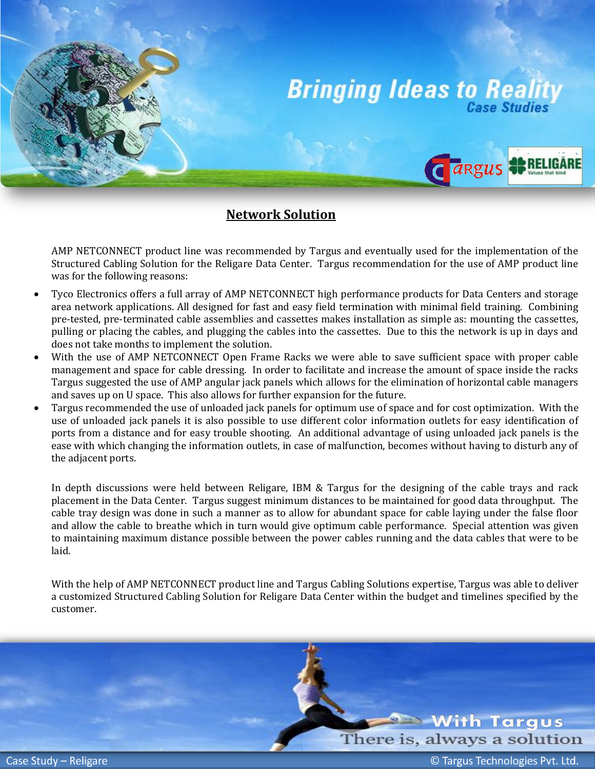## Network Solution

AMP NETCONNECT product line was recommended by Targus and eventually used for the implementation of the Structured Cabling Solution for the Religare Data Center. Targus recommendation for the use of AMP product line was for the following reasons:

- Tyco Electronics offers a full array of AMP NETCONNECT high performance products for Data Centers and storage area network applications. All designed for fast and easy field termination with minimal field training. Combining pre-tested, pre-terminated cable assemblies and cassettes makes installation as simple as: mounting the cassettes, pulling or placing the cables, and plugging the cables into the cassettes. Due to this the network is up in days and does not take months to implement the solution.
- With the use of AMP NETCONNECT Open Frame Racks we were able to save sufficient space with proper cable management and space for cable dressing. In order to facilitate and increase the amount of space inside the racks Targus suggested the use of AMP angular jack panels which allows for the elimination of horizontal cable managers and saves up on U space. This also allows for further expansion for the future.
- Targus recommended the use of unloaded jack panels for optimum use of space and for cost optimization. With the use of unloaded jack panels it is also possible to use different color information outlets for easy identification of ports from a distance and for easy trouble shooting. An additional advantage of using unloaded jack panels is the ease with which changing the information outlets, in case of malfunction, becomes without having to disturb any of the adjacent ports.

In depth discussions were held between Religare, IBM & Targus for the designing of the cable trays and rack placement in the Data Center. Targus suggest minimum distances to be maintained for good data throughput. The cable tray design was done in such a manner as to allow for abundant space for cable laying under the false floor and allow the cable to breathe which in turn would give optimum cable performance. Special attention was given to maintaining maximum distance possible between the power cables running and the data cables that were to be laid.

With the help of AMP NETCONNECT product line and Targus Cabling Solutions expertise, Targus was able to deliver a customized Structured Cabling Solution for Religare Data Center within the budget and timelines specified by the customer.